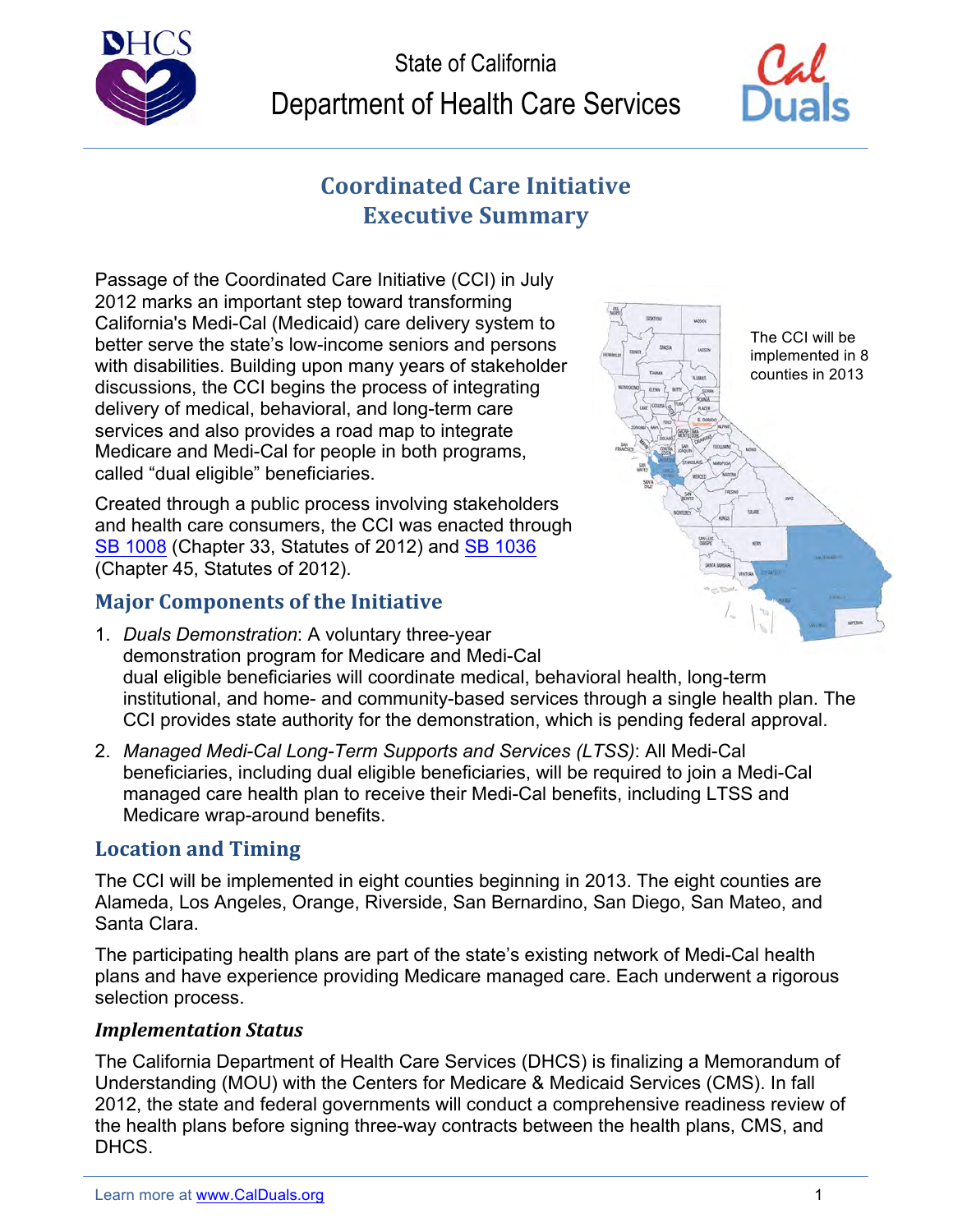State of California

Department of Health Care Services

# Coordinated Care Initiative Executive Summary

Passage of the Coordinated Care Initiative (CCI) in July 2012 marks an important step toward transforming California's Medi-Cal (Medicaid) care delivery system to better serve the state's low-income seniors and persons with disabilities. Building upon many years of stakeholder discussions, the CCI begins the process of integrating delivery of medical, behavioral, and long-term care services and also provides a road map to integrate Medicare and Medi-Cal for people in both programs, called "dual eligible" beneficiaries.

The CCI will be implemented in 8 counties in 2013

Created through a public process involving stakeholders and health care consumers, the CCI was enacted through SB 1008 (Chapter 33, Statutes of 2012) and SB 1036 (Chapter 45, Statutes of 2012).

## Major Components of the Initiative

1. *Duals Demonstration*: A voluntary three-year demonstration program for Medicare and Medi-Cal dual eligible beneficiaries will coordinate medical, behavioral health, long-term institutional, and home- and community-based services through a single health plan. The CCI provides state authority for the demonstration, which is pending federal approval.

2. *Managed Medi-Cal Long-Term Supports and Services (LTSS)*: All Medi-Cal beneficiaries, including dual eligible beneficiaries, will be required to join a Medi-Cal managed care health plan to receive their Medi-Cal benefits, including LTSS and Medicare wrap-around benefits.

## Location and Timing

The CCI will be implemented in eight counties beginning in 2013. The eight counties are Alameda, Los Angeles, Orange, Riverside, San Bernardino, San Diego, San Mateo, and Santa Clara.

The participating health plans are part of the state's existing network of Medi-Cal health plans and have experience providing Medicare managed care. Each underwent a rigorous selection process.

### *Implementation Status*

The California Department of Health Care Services (DHCS) is finalizing a Memorandum of Understanding (MOU) with the Centers for Medicare & Medicaid Services (CMS). In fall 2012, the state and federal governments will conduct a comprehensive readiness review of the health plans before signing three-way contracts between the health plans, CMS, and DHCS.

Learn more at www.CalDuals.org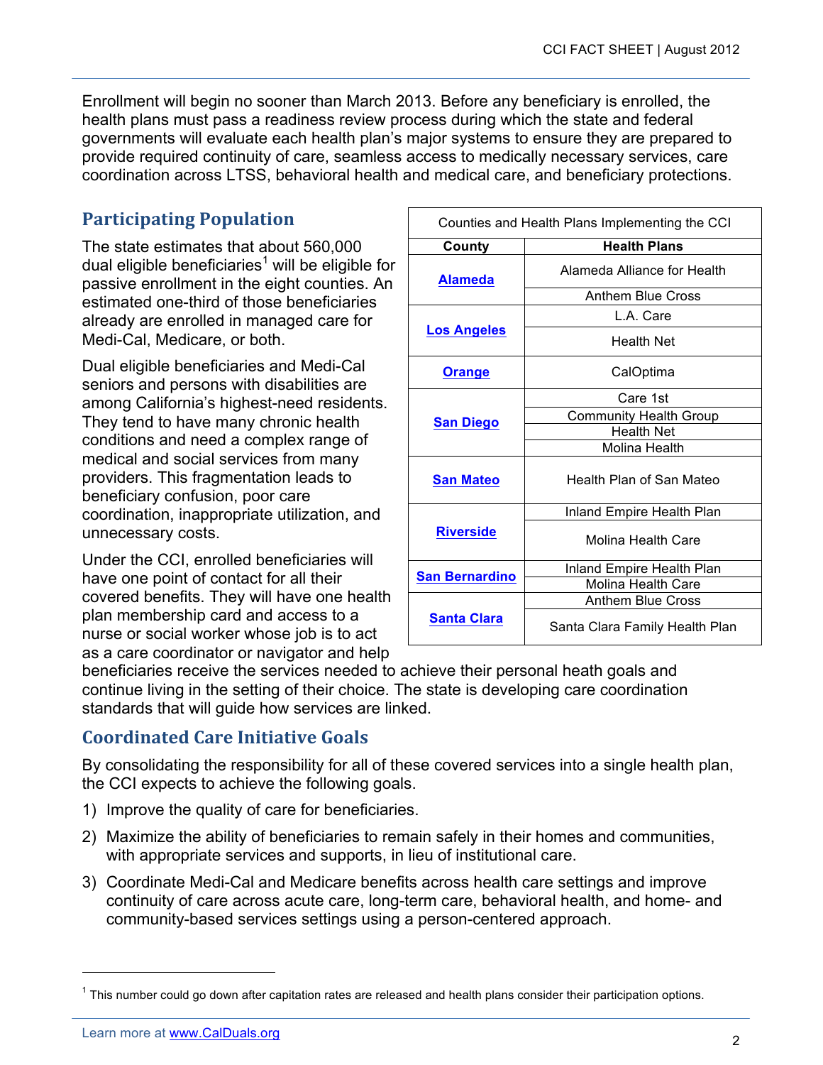Enrollment will begin no sooner than March 2013. Before any beneficiary is enrolled, the health plans must pass a readiness review process during which the state and federal governments will evaluate each health plan's major systems to ensure they are prepared to provide required continuity of care, seamless access to medically necessary services, care coordination across LTSS, behavioral health and medical care, and beneficiary protections.

## Participating Population

The state estimates that about 560,000 dual eligible beneficiaries[1] will be eligible for passive enrollment in the eight counties. An estimated one-third of those beneficiaries already are enrolled in managed care for Medi-Cal, Medicare, or both.

Dual eligible beneficiaries and Medi-Cal seniors and persons with disabilities are among California's highest-need residents. They tend to have many chronic health conditions and need a complex range of medical and social services from many providers. This fragmentation leads to beneficiary confusion, poor care coordination, inappropriate utilization, and unnecessary costs.

Under the CCI, enrolled beneficiaries will have one point of contact for all their covered benefits. They will have one health plan membership card and access to a nurse or social worker whose job is to act as a care coordinator or navigator and help beneficiaries receive the services needed to achieve their personal heath goals and continue living in the setting of their choice. The state is developing care coordination standards that will guide how services are linked.

Counties and Health Plans Implementing the CCI

| County | Health Plans |
|---|---|
| Alameda | Alameda Alliance for Health |
| | Anthem Blue Cross |
| Los Angeles | L.A. Care |
| | Health Net |
| Orange | CalOptima |
| San Diego | Care 1st |
| | Community Health Group |
| | Health Net |
| | Molina Health |
| San Mateo | Health Plan of San Mateo |
| Riverside | Inland Empire Health Plan |
| | Molina Health Care |
| San Bernardino | Inland Empire Health Plan |
| | Molina Health Care |
| Santa Clara | Anthem Blue Cross |
| | Santa Clara Family Health Plan |

## Coordinated Care Initiative Goals

By consolidating the responsibility for all of these covered services into a single health plan, the CCI expects to achieve the following goals.

1) Improve the quality of care for beneficiaries.
2) Maximize the ability of beneficiaries to remain safely in their homes and communities, with appropriate services and supports, in lieu of institutional care.
3) Coordinate Medi-Cal and Medicare benefits across health care settings and improve continuity of care across acute care, long-term care, behavioral health, and home- and community-based services settings using a person-centered approach.

[1] This number could go down after capitation rates are released and health plans consider their participation options.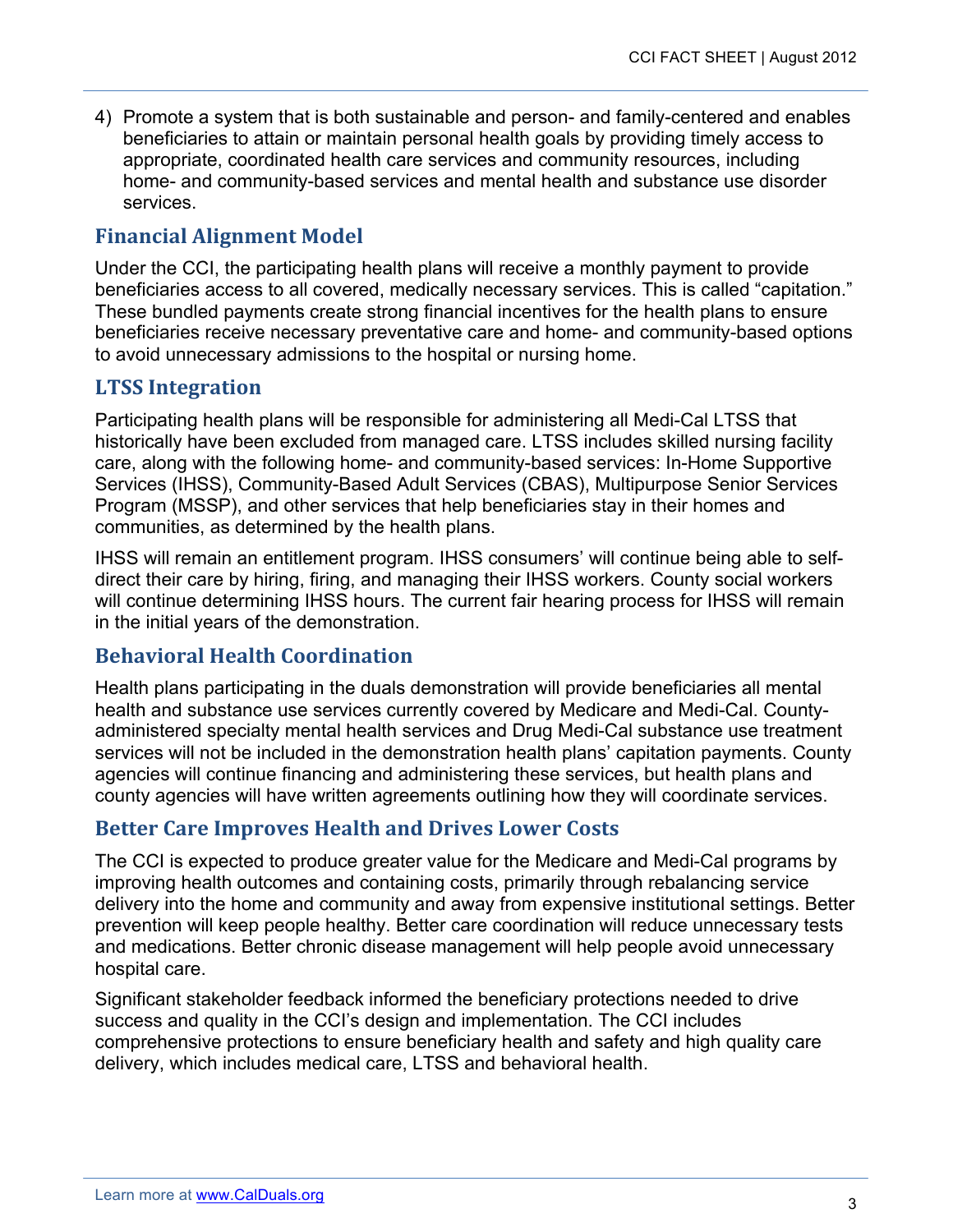4) Promote a system that is both sustainable and person- and family-centered and enables beneficiaries to attain or maintain personal health goals by providing timely access to appropriate, coordinated health care services and community resources, including home- and community-based services and mental health and substance use disorder services.

## Financial Alignment Model

Under the CCI, the participating health plans will receive a monthly payment to provide beneficiaries access to all covered, medically necessary services. This is called "capitation." These bundled payments create strong financial incentives for the health plans to ensure beneficiaries receive necessary preventative care and home- and community-based options to avoid unnecessary admissions to the hospital or nursing home.

## LTSS Integration

Participating health plans will be responsible for administering all Medi-Cal LTSS that historically have been excluded from managed care. LTSS includes skilled nursing facility care, along with the following home- and community-based services: In-Home Supportive Services (IHSS), Community-Based Adult Services (CBAS), Multipurpose Senior Services Program (MSSP), and other services that help beneficiaries stay in their homes and communities, as determined by the health plans.

IHSS will remain an entitlement program. IHSS consumers' will continue being able to self-direct their care by hiring, firing, and managing their IHSS workers. County social workers will continue determining IHSS hours. The current fair hearing process for IHSS will remain in the initial years of the demonstration.

## Behavioral Health Coordination

Health plans participating in the duals demonstration will provide beneficiaries all mental health and substance use services currently covered by Medicare and Medi-Cal. County-administered specialty mental health services and Drug Medi-Cal substance use treatment services will not be included in the demonstration health plans' capitation payments. County agencies will continue financing and administering these services, but health plans and county agencies will have written agreements outlining how they will coordinate services.

## Better Care Improves Health and Drives Lower Costs

The CCI is expected to produce greater value for the Medicare and Medi-Cal programs by improving health outcomes and containing costs, primarily through rebalancing service delivery into the home and community and away from expensive institutional settings. Better prevention will keep people healthy. Better care coordination will reduce unnecessary tests and medications. Better chronic disease management will help people avoid unnecessary hospital care.

Significant stakeholder feedback informed the beneficiary protections needed to drive success and quality in the CCI's design and implementation. The CCI includes comprehensive protections to ensure beneficiary health and safety and high quality care delivery, which includes medical care, LTSS and behavioral health.